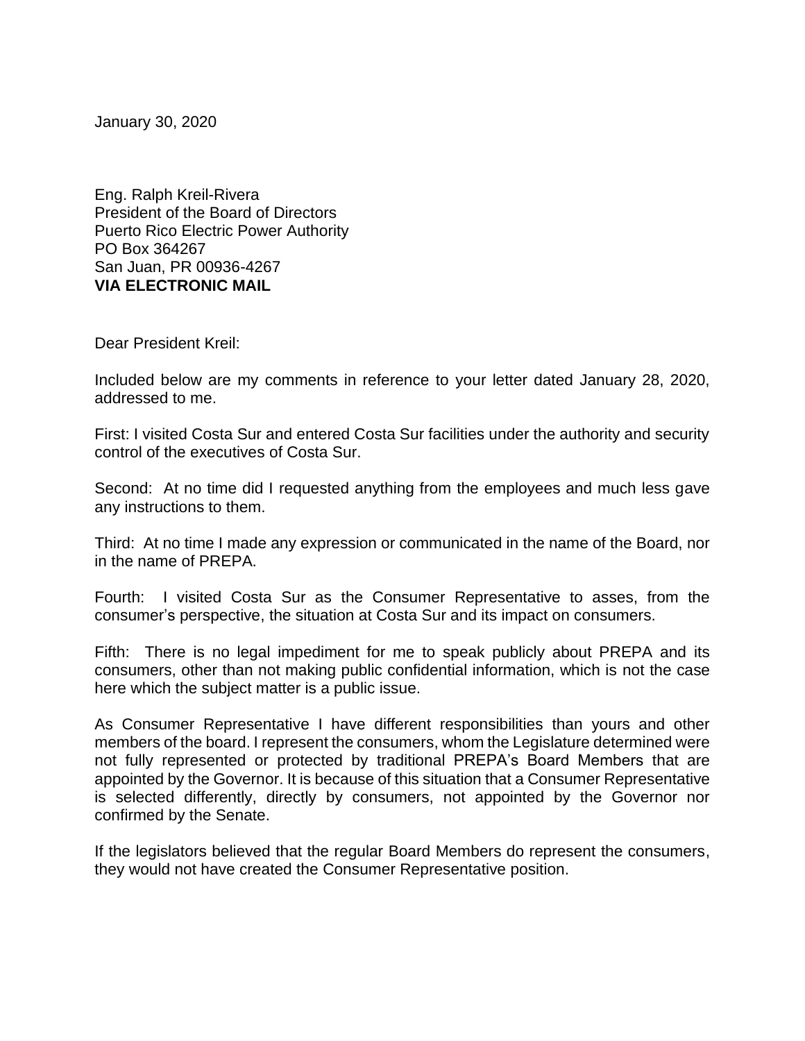January 30, 2020

Eng. Ralph Kreil-Rivera
President of the Board of Directors
Puerto Rico Electric Power Authority
PO Box 364267
San Juan, PR 00936-4267
**VIA ELECTRONIC MAIL**

Dear President Kreil:

Included below are my comments in reference to your letter dated January 28, 2020, addressed to me.

First: I visited Costa Sur and entered Costa Sur facilities under the authority and security control of the executives of Costa Sur.

Second: At no time did I requested anything from the employees and much less gave any instructions to them.

Third: At no time I made any expression or communicated in the name of the Board, nor in the name of PREPA.

Fourth: I visited Costa Sur as the Consumer Representative to asses, from the consumer's perspective, the situation at Costa Sur and its impact on consumers.

Fifth: There is no legal impediment for me to speak publicly about PREPA and its consumers, other than not making public confidential information, which is not the case here which the subject matter is a public issue.

As Consumer Representative I have different responsibilities than yours and other members of the board. I represent the consumers, whom the Legislature determined were not fully represented or protected by traditional PREPA's Board Members that are appointed by the Governor. It is because of this situation that a Consumer Representative is selected differently, directly by consumers, not appointed by the Governor nor confirmed by the Senate.

If the legislators believed that the regular Board Members do represent the consumers, they would not have created the Consumer Representative position.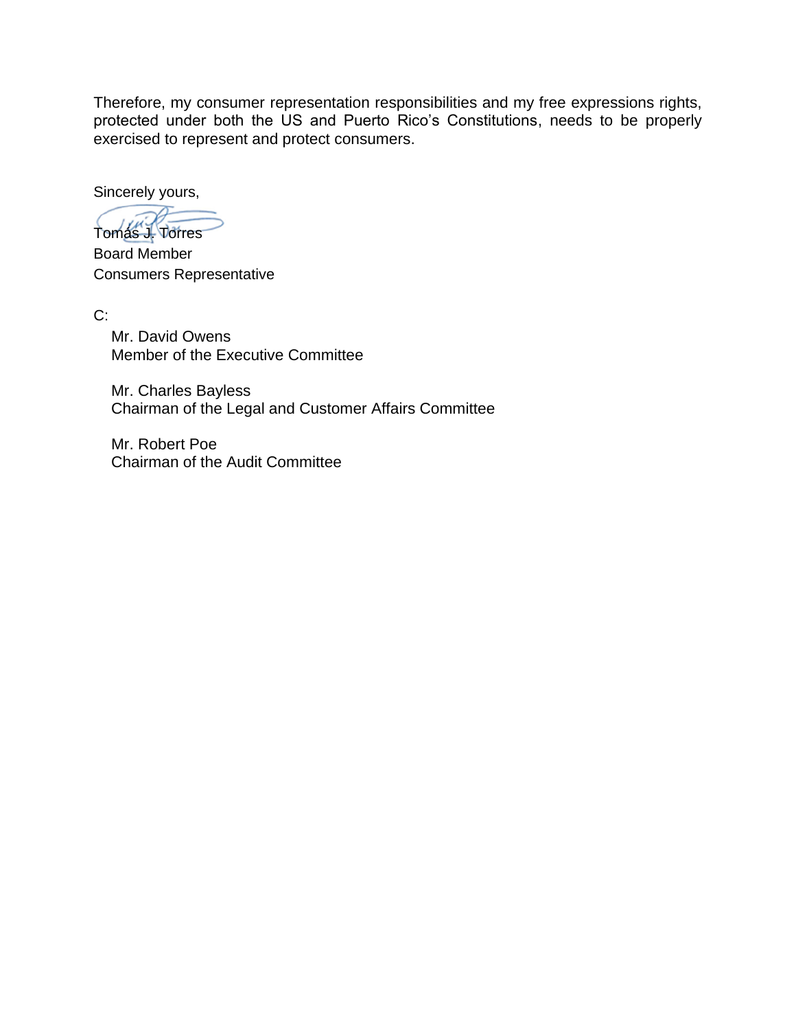Therefore, my consumer representation responsibilities and my free expressions rights, protected under both the US and Puerto Rico's Constitutions, needs to be properly exercised to represent and protect consumers.

Sincerely yours,

Tomás J. Torres
Board Member
Consumers Representative

C:

Mr. David Owens
Member of the Executive Committee

Mr. Charles Bayless
Chairman of the Legal and Customer Affairs Committee

Mr. Robert Poe
Chairman of the Audit Committee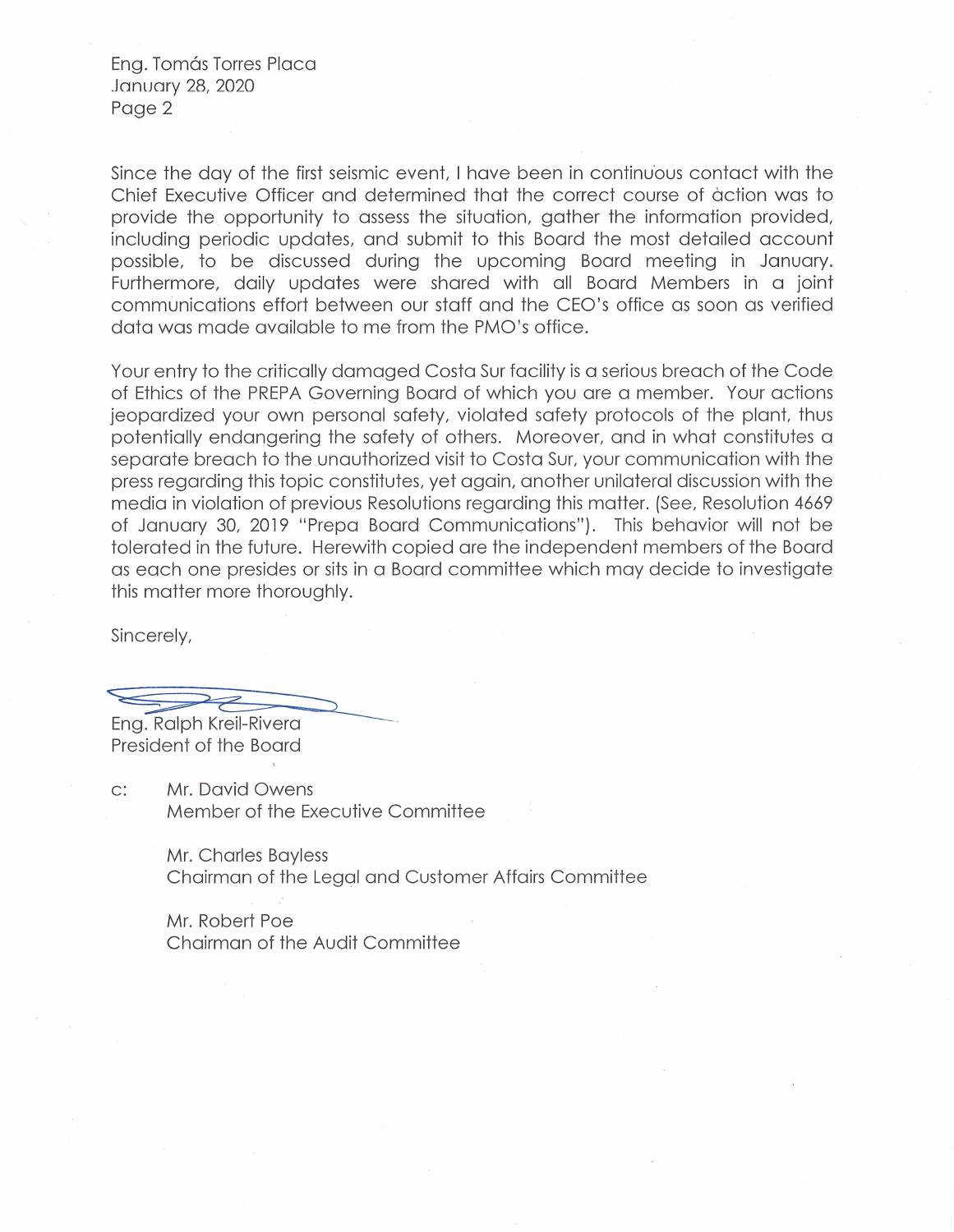Eng. Tomás Torres Placa
January 28, 2020
Page 2

Since the day of the first seismic event, I have been in continuous contact with the Chief Executive Officer and determined that the correct course of action was to provide the opportunity to assess the situation, gather the information provided, including periodic updates, and submit to this Board the most detailed account possible, to be discussed during the upcoming Board meeting in January. Furthermore, daily updates were shared with all Board Members in a joint communications effort between our staff and the CEO's office as soon as verified data was made available to me from the PMO's office.

Your entry to the critically damaged Costa Sur facility is a serious breach of the Code of Ethics of the PREPA Governing Board of which you are a member. Your actions jeopardized your own personal safety, violated safety protocols of the plant, thus potentially endangering the safety of others. Moreover, and in what constitutes a separate breach to the unauthorized visit to Costa Sur, your communication with the press regarding this topic constitutes, yet again, another unilateral discussion with the media in violation of previous Resolutions regarding this matter. (See, Resolution 4669 of January 30, 2019 "Prepa Board Communications"). This behavior will not be tolerated in the future. Herewith copied are the independent members of the Board as each one presides or sits in a Board committee which may decide to investigate this matter more thoroughly.

Sincerely,

Eng. Ralph Kreil-Rivera
President of the Board

c: Mr. David Owens
Member of the Executive Committee

Mr. Charles Bayless
Chairman of the Legal and Customer Affairs Committee

Mr. Robert Poe
Chairman of the Audit Committee